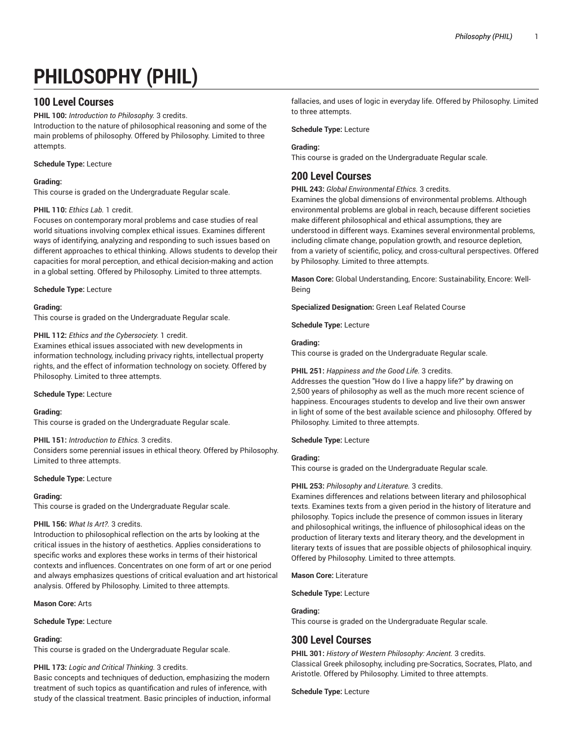# PHILOSOPHY (PHIL)

## 100 Level Courses

**PHIL 100:** *Introduction to Philosophy.* 3 credits.
Introduction to the nature of philosophical reasoning and some of the main problems of philosophy. Offered by Philosophy. Limited to three attempts.

**Schedule Type:** Lecture

**Grading:**
This course is graded on the Undergraduate Regular scale.

**PHIL 110:** *Ethics Lab.* 1 credit.
Focuses on contemporary moral problems and case studies of real world situations involving complex ethical issues. Examines different ways of identifying, analyzing and responding to such issues based on different approaches to ethical thinking. Allows students to develop their capacities for moral perception, and ethical decision-making and action in a global setting. Offered by Philosophy. Limited to three attempts.

**Schedule Type:** Lecture

**Grading:**
This course is graded on the Undergraduate Regular scale.

**PHIL 112:** *Ethics and the Cybersociety.* 1 credit.
Examines ethical issues associated with new developments in information technology, including privacy rights, intellectual property rights, and the effect of information technology on society. Offered by Philosophy. Limited to three attempts.

**Schedule Type:** Lecture

**Grading:**
This course is graded on the Undergraduate Regular scale.

**PHIL 151:** *Introduction to Ethics.* 3 credits.
Considers some perennial issues in ethical theory. Offered by Philosophy. Limited to three attempts.

**Schedule Type:** Lecture

**Grading:**
This course is graded on the Undergraduate Regular scale.

**PHIL 156:** *What Is Art?.* 3 credits.
Introduction to philosophical reflection on the arts by looking at the critical issues in the history of aesthetics. Applies considerations to specific works and explores these works in terms of their historical contexts and influences. Concentrates on one form of art or one period and always emphasizes questions of critical evaluation and art historical analysis. Offered by Philosophy. Limited to three attempts.

**Mason Core:** Arts

**Schedule Type:** Lecture

**Grading:**
This course is graded on the Undergraduate Regular scale.

**PHIL 173:** *Logic and Critical Thinking.* 3 credits.
Basic concepts and techniques of deduction, emphasizing the modern treatment of such topics as quantification and rules of inference, with study of the classical treatment. Basic principles of induction, informal fallacies, and uses of logic in everyday life. Offered by Philosophy. Limited to three attempts.

**Schedule Type:** Lecture

**Grading:**
This course is graded on the Undergraduate Regular scale.

## 200 Level Courses

**PHIL 243:** *Global Environmental Ethics.* 3 credits.
Examines the global dimensions of environmental problems. Although environmental problems are global in reach, because different societies make different philosophical and ethical assumptions, they are understood in different ways. Examines several environmental problems, including climate change, population growth, and resource depletion, from a variety of scientific, policy, and cross-cultural perspectives. Offered by Philosophy. Limited to three attempts.

**Mason Core:** Global Understanding, Encore: Sustainability, Encore: Well-Being

**Specialized Designation:** Green Leaf Related Course

**Schedule Type:** Lecture

**Grading:**
This course is graded on the Undergraduate Regular scale.

**PHIL 251:** *Happiness and the Good Life.* 3 credits.
Addresses the question "How do I live a happy life?" by drawing on 2,500 years of philosophy as well as the much more recent science of happiness. Encourages students to develop and live their own answer in light of some of the best available science and philosophy. Offered by Philosophy. Limited to three attempts.

**Schedule Type:** Lecture

**Grading:**
This course is graded on the Undergraduate Regular scale.

**PHIL 253:** *Philosophy and Literature.* 3 credits.
Examines differences and relations between literary and philosophical texts. Examines texts from a given period in the history of literature and philosophy. Topics include the presence of common issues in literary and philosophical writings, the influence of philosophical ideas on the production of literary texts and literary theory, and the development in literary texts of issues that are possible objects of philosophical inquiry. Offered by Philosophy. Limited to three attempts.

**Mason Core:** Literature

**Schedule Type:** Lecture

**Grading:**
This course is graded on the Undergraduate Regular scale.

## 300 Level Courses

**PHIL 301:** *History of Western Philosophy: Ancient.* 3 credits.
Classical Greek philosophy, including pre-Socratics, Socrates, Plato, and Aristotle. Offered by Philosophy. Limited to three attempts.

**Schedule Type:** Lecture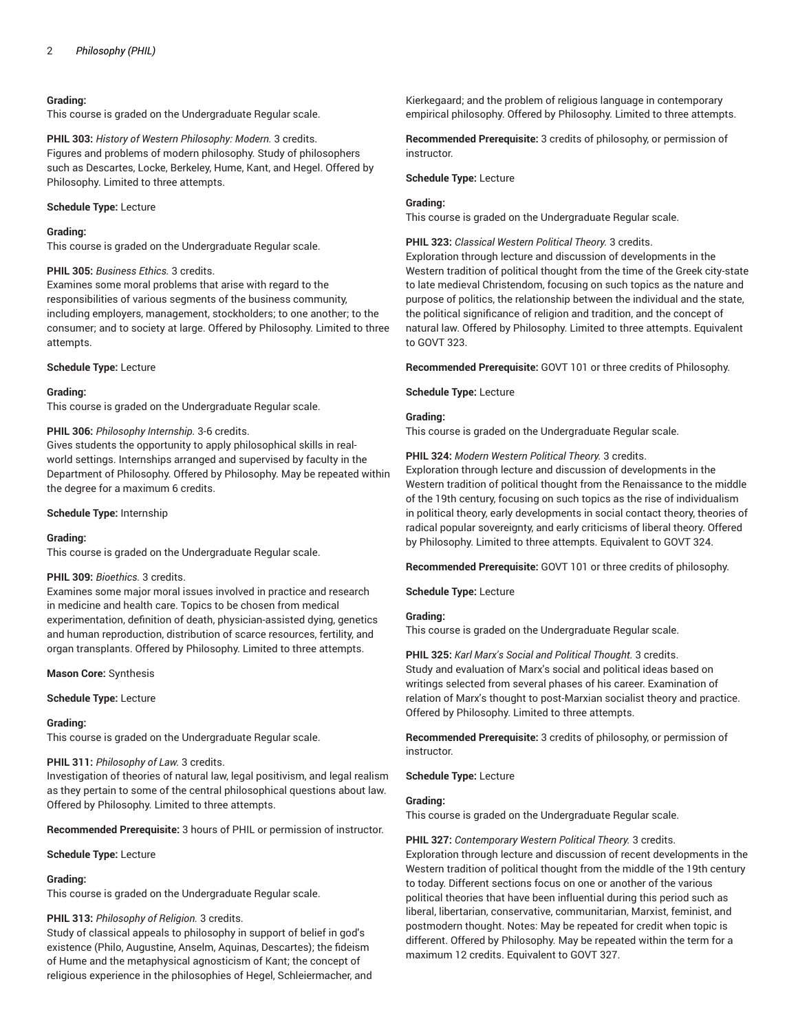**Grading:**
This course is graded on the Undergraduate Regular scale.

**PHIL 303:** *History of Western Philosophy: Modern.* 3 credits.
Figures and problems of modern philosophy. Study of philosophers such as Descartes, Locke, Berkeley, Hume, Kant, and Hegel. Offered by Philosophy. Limited to three attempts.

**Schedule Type:** Lecture

**Grading:**
This course is graded on the Undergraduate Regular scale.

**PHIL 305:** *Business Ethics.* 3 credits.
Examines some moral problems that arise with regard to the responsibilities of various segments of the business community, including employers, management, stockholders; to one another; to the consumer; and to society at large. Offered by Philosophy. Limited to three attempts.

**Schedule Type:** Lecture

**Grading:**
This course is graded on the Undergraduate Regular scale.

**PHIL 306:** *Philosophy Internship.* 3-6 credits.
Gives students the opportunity to apply philosophical skills in real-world settings. Internships arranged and supervised by faculty in the Department of Philosophy. Offered by Philosophy. May be repeated within the degree for a maximum 6 credits.

**Schedule Type:** Internship

**Grading:**
This course is graded on the Undergraduate Regular scale.

**PHIL 309:** *Bioethics.* 3 credits.
Examines some major moral issues involved in practice and research in medicine and health care. Topics to be chosen from medical experimentation, definition of death, physician-assisted dying, genetics and human reproduction, distribution of scarce resources, fertility, and organ transplants. Offered by Philosophy. Limited to three attempts.

**Mason Core:** Synthesis

**Schedule Type:** Lecture

**Grading:**
This course is graded on the Undergraduate Regular scale.

**PHIL 311:** *Philosophy of Law.* 3 credits.
Investigation of theories of natural law, legal positivism, and legal realism as they pertain to some of the central philosophical questions about law. Offered by Philosophy. Limited to three attempts.

**Recommended Prerequisite:** 3 hours of PHIL or permission of instructor.

**Schedule Type:** Lecture

**Grading:**
This course is graded on the Undergraduate Regular scale.

**PHIL 313:** *Philosophy of Religion.* 3 credits.
Study of classical appeals to philosophy in support of belief in god's existence (Philo, Augustine, Anselm, Aquinas, Descartes); the fideism of Hume and the metaphysical agnosticism of Kant; the concept of religious experience in the philosophies of Hegel, Schleiermacher, and Kierkegaard; and the problem of religious language in contemporary empirical philosophy. Offered by Philosophy. Limited to three attempts.

**Recommended Prerequisite:** 3 credits of philosophy, or permission of instructor.

**Schedule Type:** Lecture

**Grading:**
This course is graded on the Undergraduate Regular scale.

**PHIL 323:** *Classical Western Political Theory.* 3 credits.
Exploration through lecture and discussion of developments in the Western tradition of political thought from the time of the Greek city-state to late medieval Christendom, focusing on such topics as the nature and purpose of politics, the relationship between the individual and the state, the political significance of religion and tradition, and the concept of natural law. Offered by Philosophy. Limited to three attempts. Equivalent to GOVT 323.

**Recommended Prerequisite:** GOVT 101 or three credits of Philosophy.

**Schedule Type:** Lecture

**Grading:**
This course is graded on the Undergraduate Regular scale.

**PHIL 324:** *Modern Western Political Theory.* 3 credits.
Exploration through lecture and discussion of developments in the Western tradition of political thought from the Renaissance to the middle of the 19th century, focusing on such topics as the rise of individualism in political theory, early developments in social contact theory, theories of radical popular sovereignty, and early criticisms of liberal theory. Offered by Philosophy. Limited to three attempts. Equivalent to GOVT 324.

**Recommended Prerequisite:** GOVT 101 or three credits of philosophy.

**Schedule Type:** Lecture

**Grading:**
This course is graded on the Undergraduate Regular scale.

**PHIL 325:** *Karl Marx's Social and Political Thought.* 3 credits.
Study and evaluation of Marx's social and political ideas based on writings selected from several phases of his career. Examination of relation of Marx's thought to post-Marxian socialist theory and practice. Offered by Philosophy. Limited to three attempts.

**Recommended Prerequisite:** 3 credits of philosophy, or permission of instructor.

**Schedule Type:** Lecture

**Grading:**
This course is graded on the Undergraduate Regular scale.

**PHIL 327:** *Contemporary Western Political Theory.* 3 credits.
Exploration through lecture and discussion of recent developments in the Western tradition of political thought from the middle of the 19th century to today. Different sections focus on one or another of the various political theories that have been influential during this period such as liberal, libertarian, conservative, communitarian, Marxist, feminist, and postmodern thought. Notes: May be repeated for credit when topic is different. Offered by Philosophy. May be repeated within the term for a maximum 12 credits. Equivalent to GOVT 327.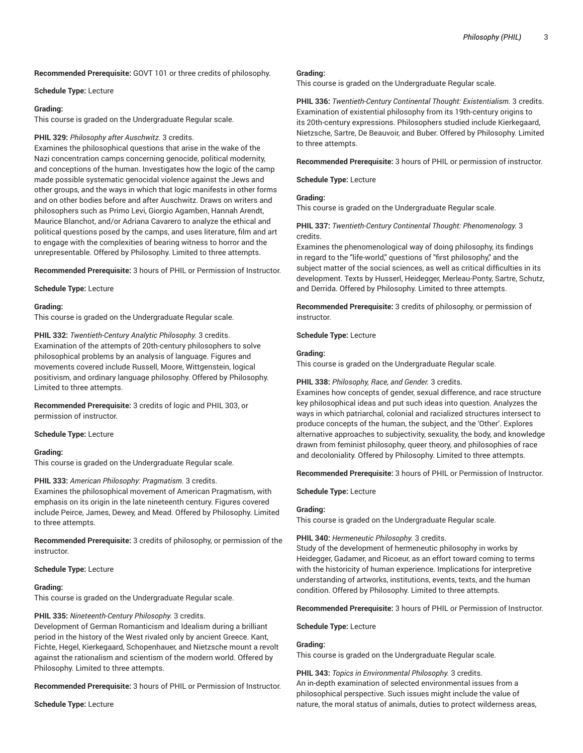**Recommended Prerequisite:** GOVT 101 or three credits of philosophy.

**Schedule Type:** Lecture

**Grading:**
This course is graded on the Undergraduate Regular scale.

**PHIL 329:** *Philosophy after Auschwitz.* 3 credits.
Examines the philosophical questions that arise in the wake of the Nazi concentration camps concerning genocide, political modernity, and conceptions of the human. Investigates how the logic of the camp made possible systematic genocidal violence against the Jews and other groups, and the ways in which that logic manifests in other forms and on other bodies before and after Auschwitz. Draws on writers and philosophers such as Primo Levi, Giorgio Agamben, Hannah Arendt, Maurice Blanchot, and/or Adriana Cavarero to analyze the ethical and political questions posed by the camps, and uses literature, film and art to engage with the complexities of bearing witness to horror and the unrepresentable. Offered by Philosophy. Limited to three attempts.

**Recommended Prerequisite:** 3 hours of PHIL or Permission of Instructor.

**Schedule Type:** Lecture

**Grading:**
This course is graded on the Undergraduate Regular scale.

**PHIL 332:** *Twentieth-Century Analytic Philosophy.* 3 credits.
Examination of the attempts of 20th-century philosophers to solve philosophical problems by an analysis of language. Figures and movements covered include Russell, Moore, Wittgenstein, logical positivism, and ordinary language philosophy. Offered by Philosophy. Limited to three attempts.

**Recommended Prerequisite:** 3 credits of logic and PHIL 303, or permission of instructor.

**Schedule Type:** Lecture

**Grading:**
This course is graded on the Undergraduate Regular scale.

**PHIL 333:** *American Philosophy: Pragmatism.* 3 credits.
Examines the philosophical movement of American Pragmatism, with emphasis on its origin in the late nineteenth century. Figures covered include Peirce, James, Dewey, and Mead. Offered by Philosophy. Limited to three attempts.

**Recommended Prerequisite:** 3 credits of philosophy, or permission of the instructor.

**Schedule Type:** Lecture

**Grading:**
This course is graded on the Undergraduate Regular scale.

**PHIL 335:** *Nineteenth-Century Philosophy.* 3 credits.
Development of German Romanticism and Idealism during a brilliant period in the history of the West rivaled only by ancient Greece. Kant, Fichte, Hegel, Kierkegaard, Schopenhauer, and Nietzsche mount a revolt against the rationalism and scientism of the modern world. Offered by Philosophy. Limited to three attempts.

**Recommended Prerequisite:** 3 hours of PHIL or Permission of Instructor.

**Schedule Type:** Lecture

**Grading:**
This course is graded on the Undergraduate Regular scale.

**PHIL 336:** *Twentieth-Century Continental Thought: Existentialism.* 3 credits.
Examination of existential philosophy from its 19th-century origins to its 20th-century expressions. Philosophers studied include Kierkegaard, Nietzsche, Sartre, De Beauvoir, and Buber. Offered by Philosophy. Limited to three attempts.

**Recommended Prerequisite:** 3 hours of PHIL or permission of instructor.

**Schedule Type:** Lecture

**Grading:**
This course is graded on the Undergraduate Regular scale.

**PHIL 337:** *Twentieth-Century Continental Thought: Phenomenology.* 3 credits.
Examines the phenomenological way of doing philosophy, its findings in regard to the "life-world," questions of "first philosophy," and the subject matter of the social sciences, as well as critical difficulties in its development. Texts by Husserl, Heidegger, Merleau-Ponty, Sartre, Schutz, and Derrida. Offered by Philosophy. Limited to three attempts.

**Recommended Prerequisite:** 3 credits of philosophy, or permission of instructor.

**Schedule Type:** Lecture

**Grading:**
This course is graded on the Undergraduate Regular scale.

**PHIL 338:** *Philosophy, Race, and Gender.* 3 credits.
Examines how concepts of gender, sexual difference, and race structure key philosophical ideas and put such ideas into question. Analyzes the ways in which patriarchal, colonial and racialized structures intersect to produce concepts of the human, the subject, and the 'Other'. Explores alternative approaches to subjectivity, sexuality, the body, and knowledge drawn from feminist philosophy, queer theory, and philosophies of race and decoloniality. Offered by Philosophy. Limited to three attempts.

**Recommended Prerequisite:** 3 hours of PHIL or Permission of Instructor.

**Schedule Type:** Lecture

**Grading:**
This course is graded on the Undergraduate Regular scale.

**PHIL 340:** *Hermeneutic Philosophy.* 3 credits.
Study of the development of hermeneutic philosophy in works by Heidegger, Gadamer, and Ricoeur, as an effort toward coming to terms with the historicity of human experience. Implications for interpretive understanding of artworks, institutions, events, texts, and the human condition. Offered by Philosophy. Limited to three attempts.

**Recommended Prerequisite:** 3 hours of PHIL or Permission of Instructor.

**Schedule Type:** Lecture

**Grading:**
This course is graded on the Undergraduate Regular scale.

**PHIL 343:** *Topics in Environmental Philosophy.* 3 credits.
An in-depth examination of selected environmental issues from a philosophical perspective. Such issues might include the value of nature, the moral status of animals, duties to protect wilderness areas,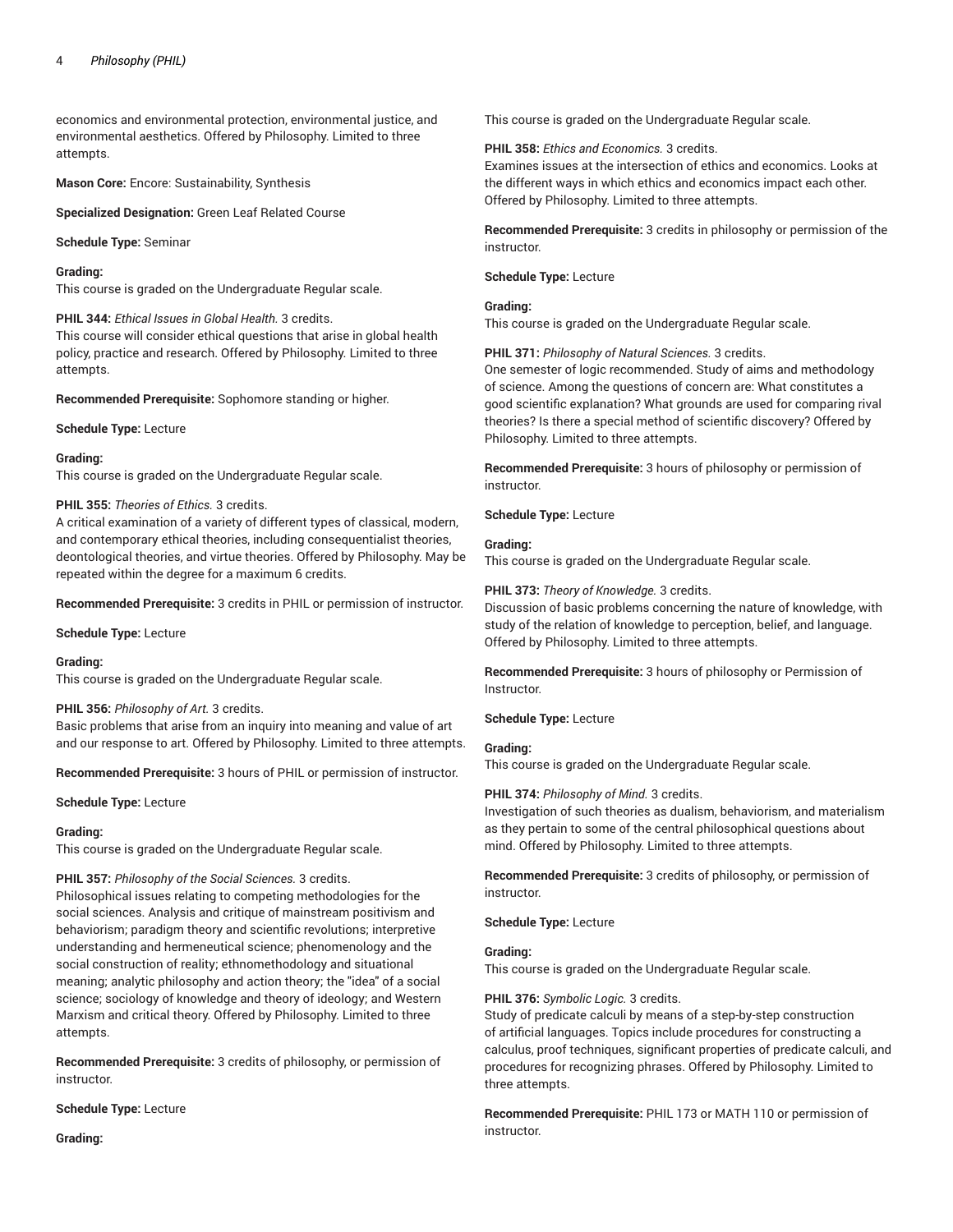economics and environmental protection, environmental justice, and environmental aesthetics. Offered by Philosophy. Limited to three attempts.

**Mason Core:** Encore: Sustainability, Synthesis

**Specialized Designation:** Green Leaf Related Course

**Schedule Type:** Seminar

**Grading:**
This course is graded on the Undergraduate Regular scale.

**PHIL 344:** *Ethical Issues in Global Health.* 3 credits.
This course will consider ethical questions that arise in global health policy, practice and research. Offered by Philosophy. Limited to three attempts.

**Recommended Prerequisite:** Sophomore standing or higher.

**Schedule Type:** Lecture

**Grading:**
This course is graded on the Undergraduate Regular scale.

**PHIL 355:** *Theories of Ethics.* 3 credits.
A critical examination of a variety of different types of classical, modern, and contemporary ethical theories, including consequentialist theories, deontological theories, and virtue theories. Offered by Philosophy. May be repeated within the degree for a maximum 6 credits.

**Recommended Prerequisite:** 3 credits in PHIL or permission of instructor.

**Schedule Type:** Lecture

**Grading:**
This course is graded on the Undergraduate Regular scale.

**PHIL 356:** *Philosophy of Art.* 3 credits.
Basic problems that arise from an inquiry into meaning and value of art and our response to art. Offered by Philosophy. Limited to three attempts.

**Recommended Prerequisite:** 3 hours of PHIL or permission of instructor.

**Schedule Type:** Lecture

**Grading:**
This course is graded on the Undergraduate Regular scale.

**PHIL 357:** *Philosophy of the Social Sciences.* 3 credits.
Philosophical issues relating to competing methodologies for the social sciences. Analysis and critique of mainstream positivism and behaviorism; paradigm theory and scientific revolutions; interpretive understanding and hermeneutical science; phenomenology and the social construction of reality; ethnomethodology and situational meaning; analytic philosophy and action theory; the "idea" of a social science; sociology of knowledge and theory of ideology; and Western Marxism and critical theory. Offered by Philosophy. Limited to three attempts.

**Recommended Prerequisite:** 3 credits of philosophy, or permission of instructor.

**Schedule Type:** Lecture

**Grading:**
This course is graded on the Undergraduate Regular scale.

**PHIL 358:** *Ethics and Economics.* 3 credits.
Examines issues at the intersection of ethics and economics. Looks at the different ways in which ethics and economics impact each other. Offered by Philosophy. Limited to three attempts.

**Recommended Prerequisite:** 3 credits in philosophy or permission of the instructor.

**Schedule Type:** Lecture

**Grading:**
This course is graded on the Undergraduate Regular scale.

**PHIL 371:** *Philosophy of Natural Sciences.* 3 credits.
One semester of logic recommended. Study of aims and methodology of science. Among the questions of concern are: What constitutes a good scientific explanation? What grounds are used for comparing rival theories? Is there a special method of scientific discovery? Offered by Philosophy. Limited to three attempts.

**Recommended Prerequisite:** 3 hours of philosophy or permission of instructor.

**Schedule Type:** Lecture

**Grading:**
This course is graded on the Undergraduate Regular scale.

**PHIL 373:** *Theory of Knowledge.* 3 credits.
Discussion of basic problems concerning the nature of knowledge, with study of the relation of knowledge to perception, belief, and language. Offered by Philosophy. Limited to three attempts.

**Recommended Prerequisite:** 3 hours of philosophy or Permission of Instructor.

**Schedule Type:** Lecture

**Grading:**
This course is graded on the Undergraduate Regular scale.

**PHIL 374:** *Philosophy of Mind.* 3 credits.
Investigation of such theories as dualism, behaviorism, and materialism as they pertain to some of the central philosophical questions about mind. Offered by Philosophy. Limited to three attempts.

**Recommended Prerequisite:** 3 credits of philosophy, or permission of instructor.

**Schedule Type:** Lecture

**Grading:**
This course is graded on the Undergraduate Regular scale.

**PHIL 376:** *Symbolic Logic.* 3 credits.
Study of predicate calculi by means of a step-by-step construction of artificial languages. Topics include procedures for constructing a calculus, proof techniques, significant properties of predicate calculi, and procedures for recognizing phrases. Offered by Philosophy. Limited to three attempts.

**Recommended Prerequisite:** PHIL 173 or MATH 110 or permission of instructor.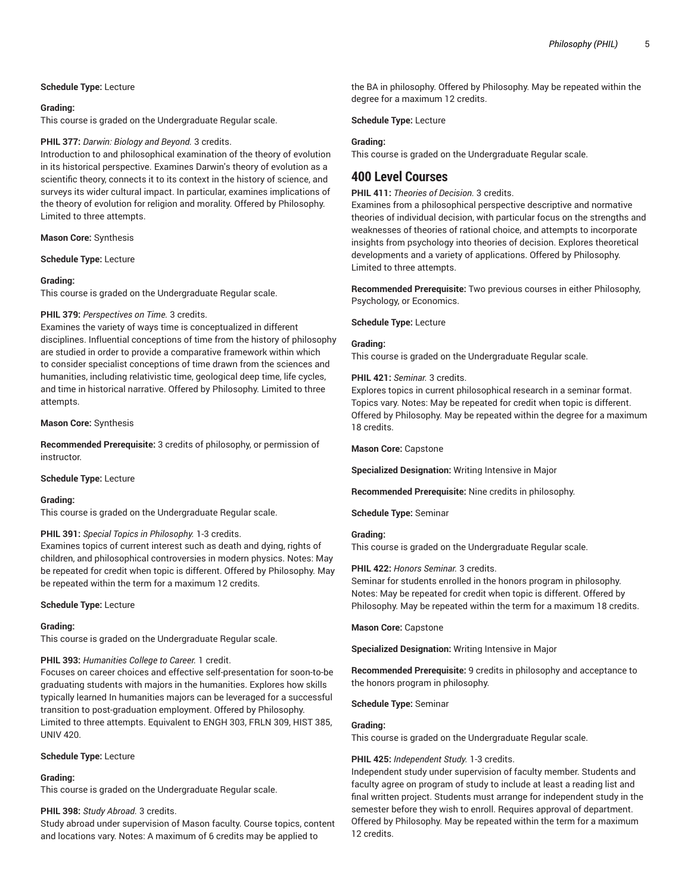**Schedule Type:** Lecture

**Grading:**
This course is graded on the Undergraduate Regular scale.

**PHIL 377:** *Darwin: Biology and Beyond.* 3 credits.
Introduction to and philosophical examination of the theory of evolution in its historical perspective. Examines Darwin's theory of evolution as a scientific theory, connects it to its context in the history of science, and surveys its wider cultural impact. In particular, examines implications of the theory of evolution for religion and morality. Offered by Philosophy. Limited to three attempts.

**Mason Core:** Synthesis

**Schedule Type:** Lecture

**Grading:**
This course is graded on the Undergraduate Regular scale.

**PHIL 379:** *Perspectives on Time.* 3 credits.
Examines the variety of ways time is conceptualized in different disciplines. Influential conceptions of time from the history of philosophy are studied in order to provide a comparative framework within which to consider specialist conceptions of time drawn from the sciences and humanities, including relativistic time, geological deep time, life cycles, and time in historical narrative. Offered by Philosophy. Limited to three attempts.

**Mason Core:** Synthesis

**Recommended Prerequisite:** 3 credits of philosophy, or permission of instructor.

**Schedule Type:** Lecture

**Grading:**
This course is graded on the Undergraduate Regular scale.

**PHIL 391:** *Special Topics in Philosophy.* 1-3 credits.
Examines topics of current interest such as death and dying, rights of children, and philosophical controversies in modern physics. Notes: May be repeated for credit when topic is different. Offered by Philosophy. May be repeated within the term for a maximum 12 credits.

**Schedule Type:** Lecture

**Grading:**
This course is graded on the Undergraduate Regular scale.

**PHIL 393:** *Humanities College to Career.* 1 credit.
Focuses on career choices and effective self-presentation for soon-to-be graduating students with majors in the humanities. Explores how skills typically learned In humanities majors can be leveraged for a successful transition to post-graduation employment. Offered by Philosophy. Limited to three attempts. Equivalent to ENGH 303, FRLN 309, HIST 385, UNIV 420.

**Schedule Type:** Lecture

**Grading:**
This course is graded on the Undergraduate Regular scale.

**PHIL 398:** *Study Abroad.* 3 credits.
Study abroad under supervision of Mason faculty. Course topics, content and locations vary. Notes: A maximum of 6 credits may be applied to the BA in philosophy. Offered by Philosophy. May be repeated within the degree for a maximum 12 credits.

**Schedule Type:** Lecture

**Grading:**
This course is graded on the Undergraduate Regular scale.

## 400 Level Courses

**PHIL 411:** *Theories of Decision.* 3 credits.
Examines from a philosophical perspective descriptive and normative theories of individual decision, with particular focus on the strengths and weaknesses of theories of rational choice, and attempts to incorporate insights from psychology into theories of decision. Explores theoretical developments and a variety of applications. Offered by Philosophy. Limited to three attempts.

**Recommended Prerequisite:** Two previous courses in either Philosophy, Psychology, or Economics.

**Schedule Type:** Lecture

**Grading:**
This course is graded on the Undergraduate Regular scale.

**PHIL 421:** *Seminar.* 3 credits.
Explores topics in current philosophical research in a seminar format. Topics vary. Notes: May be repeated for credit when topic is different. Offered by Philosophy. May be repeated within the degree for a maximum 18 credits.

**Mason Core:** Capstone

**Specialized Designation:** Writing Intensive in Major

**Recommended Prerequisite:** Nine credits in philosophy.

**Schedule Type:** Seminar

**Grading:**
This course is graded on the Undergraduate Regular scale.

**PHIL 422:** *Honors Seminar.* 3 credits.
Seminar for students enrolled in the honors program in philosophy. Notes: May be repeated for credit when topic is different. Offered by Philosophy. May be repeated within the term for a maximum 18 credits.

**Mason Core:** Capstone

**Specialized Designation:** Writing Intensive in Major

**Recommended Prerequisite:** 9 credits in philosophy and acceptance to the honors program in philosophy.

**Schedule Type:** Seminar

**Grading:**
This course is graded on the Undergraduate Regular scale.

**PHIL 425:** *Independent Study.* 1-3 credits.
Independent study under supervision of faculty member. Students and faculty agree on program of study to include at least a reading list and final written project. Students must arrange for independent study in the semester before they wish to enroll. Requires approval of department. Offered by Philosophy. May be repeated within the term for a maximum 12 credits.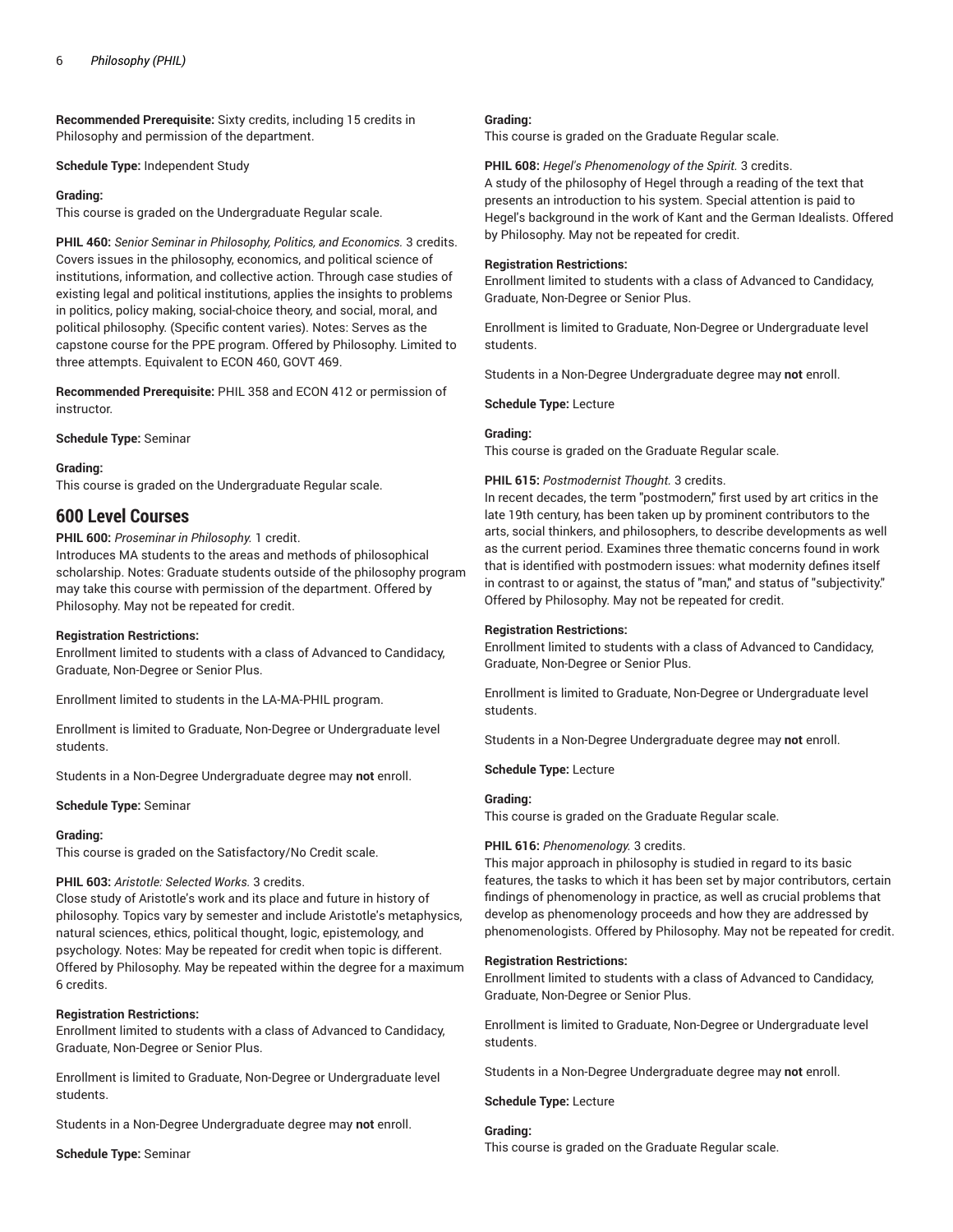**Recommended Prerequisite:** Sixty credits, including 15 credits in Philosophy and permission of the department.

**Schedule Type:** Independent Study

**Grading:**
This course is graded on the Undergraduate Regular scale.

**PHIL 460:** *Senior Seminar in Philosophy, Politics, and Economics.* 3 credits.
Covers issues in the philosophy, economics, and political science of institutions, information, and collective action. Through case studies of existing legal and political institutions, applies the insights to problems in politics, policy making, social-choice theory, and social, moral, and political philosophy. (Specific content varies). Notes: Serves as the capstone course for the PPE program. Offered by Philosophy. Limited to three attempts. Equivalent to ECON 460, GOVT 469.

**Recommended Prerequisite:** PHIL 358 and ECON 412 or permission of instructor.

**Schedule Type:** Seminar

**Grading:**
This course is graded on the Undergraduate Regular scale.

## 600 Level Courses

**PHIL 600:** *Proseminar in Philosophy.* 1 credit.
Introduces MA students to the areas and methods of philosophical scholarship. Notes: Graduate students outside of the philosophy program may take this course with permission of the department. Offered by Philosophy. May not be repeated for credit.

**Registration Restrictions:**
Enrollment limited to students with a class of Advanced to Candidacy, Graduate, Non-Degree or Senior Plus.

Enrollment limited to students in the LA-MA-PHIL program.

Enrollment is limited to Graduate, Non-Degree or Undergraduate level students.

Students in a Non-Degree Undergraduate degree may **not** enroll.

**Schedule Type:** Seminar

**Grading:**
This course is graded on the Satisfactory/No Credit scale.

**PHIL 603:** *Aristotle: Selected Works.* 3 credits.
Close study of Aristotle's work and its place and future in history of philosophy. Topics vary by semester and include Aristotle's metaphysics, natural sciences, ethics, political thought, logic, epistemology, and psychology. Notes: May be repeated for credit when topic is different. Offered by Philosophy. May be repeated within the degree for a maximum 6 credits.

**Registration Restrictions:**
Enrollment limited to students with a class of Advanced to Candidacy, Graduate, Non-Degree or Senior Plus.

Enrollment is limited to Graduate, Non-Degree or Undergraduate level students.

Students in a Non-Degree Undergraduate degree may **not** enroll.

**Schedule Type:** Seminar

**Grading:**
This course is graded on the Graduate Regular scale.

**PHIL 608:** *Hegel's Phenomenology of the Spirit.* 3 credits.
A study of the philosophy of Hegel through a reading of the text that presents an introduction to his system. Special attention is paid to Hegel's background in the work of Kant and the German Idealists. Offered by Philosophy. May not be repeated for credit.

**Registration Restrictions:**
Enrollment limited to students with a class of Advanced to Candidacy, Graduate, Non-Degree or Senior Plus.

Enrollment is limited to Graduate, Non-Degree or Undergraduate level students.

Students in a Non-Degree Undergraduate degree may **not** enroll.

**Schedule Type:** Lecture

**Grading:**
This course is graded on the Graduate Regular scale.

**PHIL 615:** *Postmodernist Thought.* 3 credits.
In recent decades, the term "postmodern," first used by art critics in the late 19th century, has been taken up by prominent contributors to the arts, social thinkers, and philosophers, to describe developments as well as the current period. Examines three thematic concerns found in work that is identified with postmodern issues: what modernity defines itself in contrast to or against, the status of "man," and status of "subjectivity." Offered by Philosophy. May not be repeated for credit.

**Registration Restrictions:**
Enrollment limited to students with a class of Advanced to Candidacy, Graduate, Non-Degree or Senior Plus.

Enrollment is limited to Graduate, Non-Degree or Undergraduate level students.

Students in a Non-Degree Undergraduate degree may **not** enroll.

**Schedule Type:** Lecture

**Grading:**
This course is graded on the Graduate Regular scale.

**PHIL 616:** *Phenomenology.* 3 credits.
This major approach in philosophy is studied in regard to its basic features, the tasks to which it has been set by major contributors, certain findings of phenomenology in practice, as well as crucial problems that develop as phenomenology proceeds and how they are addressed by phenomenologists. Offered by Philosophy. May not be repeated for credit.

**Registration Restrictions:**
Enrollment limited to students with a class of Advanced to Candidacy, Graduate, Non-Degree or Senior Plus.

Enrollment is limited to Graduate, Non-Degree or Undergraduate level students.

Students in a Non-Degree Undergraduate degree may **not** enroll.

**Schedule Type:** Lecture

**Grading:**
This course is graded on the Graduate Regular scale.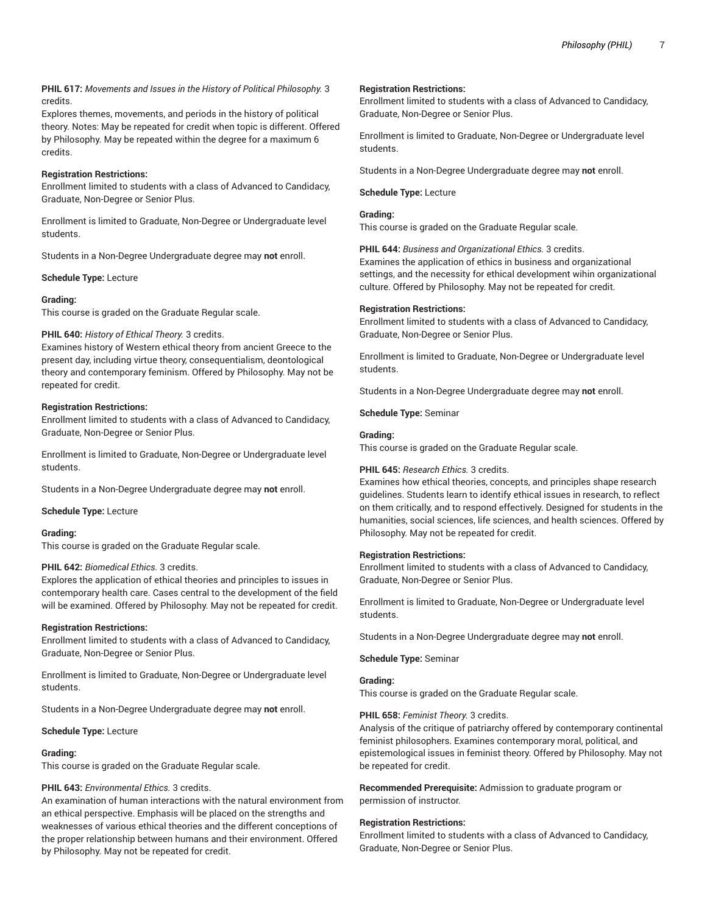**PHIL 617:** *Movements and Issues in the History of Political Philosophy.* 3 credits.
Explores themes, movements, and periods in the history of political theory. Notes: May be repeated for credit when topic is different. Offered by Philosophy. May be repeated within the degree for a maximum 6 credits.

**Registration Restrictions:**
Enrollment limited to students with a class of Advanced to Candidacy, Graduate, Non-Degree or Senior Plus.

Enrollment is limited to Graduate, Non-Degree or Undergraduate level students.

Students in a Non-Degree Undergraduate degree may **not** enroll.

**Schedule Type:** Lecture

**Grading:**
This course is graded on the Graduate Regular scale.

**PHIL 640:** *History of Ethical Theory.* 3 credits.
Examines history of Western ethical theory from ancient Greece to the present day, including virtue theory, consequentialism, deontological theory and contemporary feminism. Offered by Philosophy. May not be repeated for credit.

**Registration Restrictions:**
Enrollment limited to students with a class of Advanced to Candidacy, Graduate, Non-Degree or Senior Plus.

Enrollment is limited to Graduate, Non-Degree or Undergraduate level students.

Students in a Non-Degree Undergraduate degree may **not** enroll.

**Schedule Type:** Lecture

**Grading:**
This course is graded on the Graduate Regular scale.

**PHIL 642:** *Biomedical Ethics.* 3 credits.
Explores the application of ethical theories and principles to issues in contemporary health care. Cases central to the development of the field will be examined. Offered by Philosophy. May not be repeated for credit.

**Registration Restrictions:**
Enrollment limited to students with a class of Advanced to Candidacy, Graduate, Non-Degree or Senior Plus.

Enrollment is limited to Graduate, Non-Degree or Undergraduate level students.

Students in a Non-Degree Undergraduate degree may **not** enroll.

**Schedule Type:** Lecture

**Grading:**
This course is graded on the Graduate Regular scale.

**PHIL 643:** *Environmental Ethics.* 3 credits.
An examination of human interactions with the natural environment from an ethical perspective. Emphasis will be placed on the strengths and weaknesses of various ethical theories and the different conceptions of the proper relationship between humans and their environment. Offered by Philosophy. May not be repeated for credit.

**Registration Restrictions:**
Enrollment limited to students with a class of Advanced to Candidacy, Graduate, Non-Degree or Senior Plus.

Enrollment is limited to Graduate, Non-Degree or Undergraduate level students.

Students in a Non-Degree Undergraduate degree may **not** enroll.

**Schedule Type:** Lecture

**Grading:**
This course is graded on the Graduate Regular scale.

**PHIL 644:** *Business and Organizational Ethics.* 3 credits.
Examines the application of ethics in business and organizational settings, and the necessity for ethical development wihin organizational culture. Offered by Philosophy. May not be repeated for credit.

**Registration Restrictions:**
Enrollment limited to students with a class of Advanced to Candidacy, Graduate, Non-Degree or Senior Plus.

Enrollment is limited to Graduate, Non-Degree or Undergraduate level students.

Students in a Non-Degree Undergraduate degree may **not** enroll.

**Schedule Type:** Seminar

**Grading:**
This course is graded on the Graduate Regular scale.

**PHIL 645:** *Research Ethics.* 3 credits.
Examines how ethical theories, concepts, and principles shape research guidelines. Students learn to identify ethical issues in research, to reflect on them critically, and to respond effectively. Designed for students in the humanities, social sciences, life sciences, and health sciences. Offered by Philosophy. May not be repeated for credit.

**Registration Restrictions:**
Enrollment limited to students with a class of Advanced to Candidacy, Graduate, Non-Degree or Senior Plus.

Enrollment is limited to Graduate, Non-Degree or Undergraduate level students.

Students in a Non-Degree Undergraduate degree may **not** enroll.

**Schedule Type:** Seminar

**Grading:**
This course is graded on the Graduate Regular scale.

**PHIL 658:** *Feminist Theory.* 3 credits.
Analysis of the critique of patriarchy offered by contemporary continental feminist philosophers. Examines contemporary moral, political, and epistemological issues in feminist theory. Offered by Philosophy. May not be repeated for credit.

**Recommended Prerequisite:** Admission to graduate program or permission of instructor.

**Registration Restrictions:**
Enrollment limited to students with a class of Advanced to Candidacy, Graduate, Non-Degree or Senior Plus.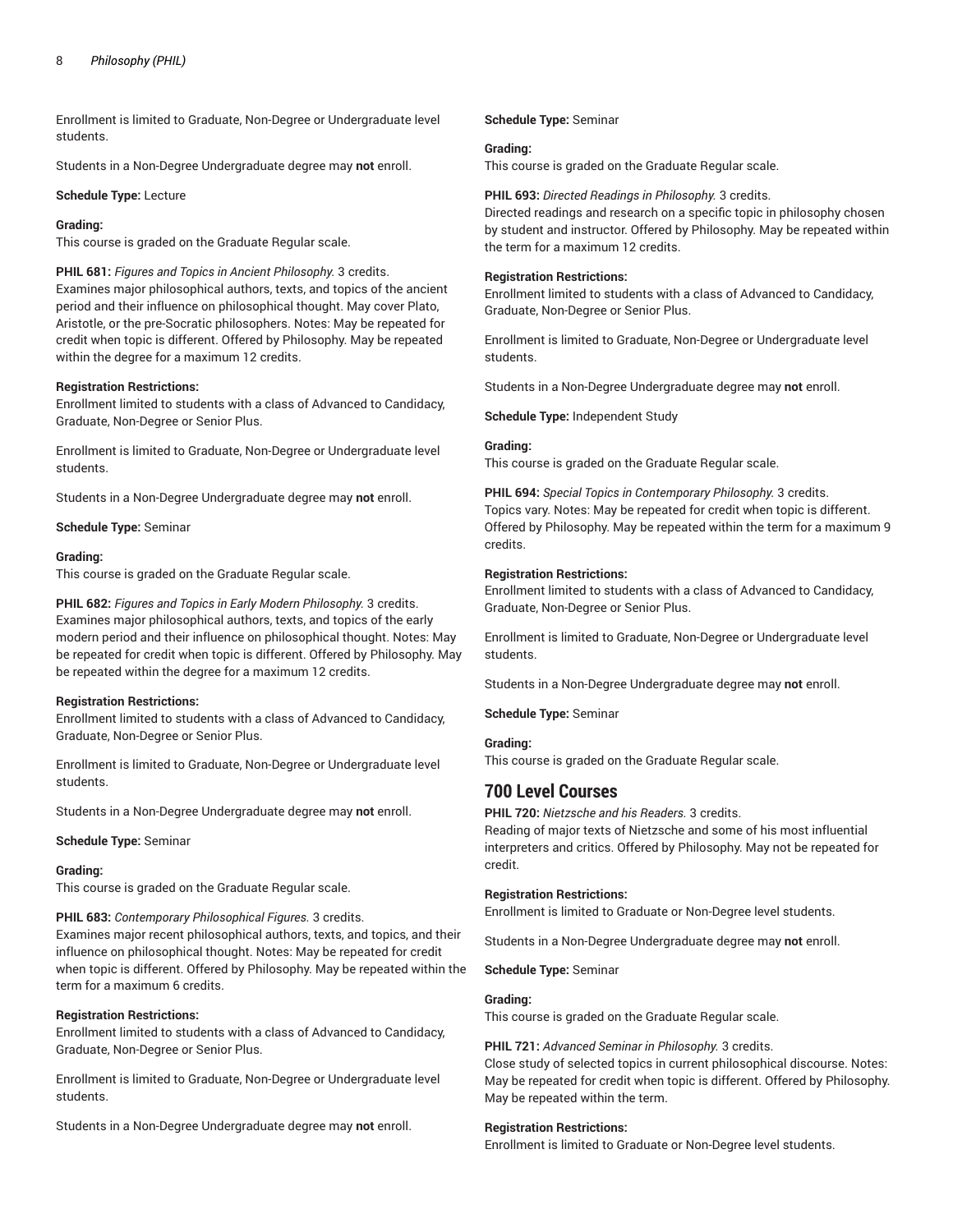Enrollment is limited to Graduate, Non-Degree or Undergraduate level students.

Students in a Non-Degree Undergraduate degree may **not** enroll.

**Schedule Type:** Lecture

**Grading:**
This course is graded on the Graduate Regular scale.

**PHIL 681:** *Figures and Topics in Ancient Philosophy.* 3 credits.
Examines major philosophical authors, texts, and topics of the ancient period and their influence on philosophical thought. May cover Plato, Aristotle, or the pre-Socratic philosophers. Notes: May be repeated for credit when topic is different. Offered by Philosophy. May be repeated within the degree for a maximum 12 credits.

**Registration Restrictions:**
Enrollment limited to students with a class of Advanced to Candidacy, Graduate, Non-Degree or Senior Plus.

Enrollment is limited to Graduate, Non-Degree or Undergraduate level students.

Students in a Non-Degree Undergraduate degree may **not** enroll.

**Schedule Type:** Seminar

**Grading:**
This course is graded on the Graduate Regular scale.

**PHIL 682:** *Figures and Topics in Early Modern Philosophy.* 3 credits.
Examines major philosophical authors, texts, and topics of the early modern period and their influence on philosophical thought. Notes: May be repeated for credit when topic is different. Offered by Philosophy. May be repeated within the degree for a maximum 12 credits.

**Registration Restrictions:**
Enrollment limited to students with a class of Advanced to Candidacy, Graduate, Non-Degree or Senior Plus.

Enrollment is limited to Graduate, Non-Degree or Undergraduate level students.

Students in a Non-Degree Undergraduate degree may **not** enroll.

**Schedule Type:** Seminar

**Grading:**
This course is graded on the Graduate Regular scale.

**PHIL 683:** *Contemporary Philosophical Figures.* 3 credits.
Examines major recent philosophical authors, texts, and topics, and their influence on philosophical thought. Notes: May be repeated for credit when topic is different. Offered by Philosophy. May be repeated within the term for a maximum 6 credits.

**Registration Restrictions:**
Enrollment limited to students with a class of Advanced to Candidacy, Graduate, Non-Degree or Senior Plus.

Enrollment is limited to Graduate, Non-Degree or Undergraduate level students.

Students in a Non-Degree Undergraduate degree may **not** enroll.

**Schedule Type:** Seminar

**Grading:**
This course is graded on the Graduate Regular scale.

**PHIL 693:** *Directed Readings in Philosophy.* 3 credits.
Directed readings and research on a specific topic in philosophy chosen by student and instructor. Offered by Philosophy. May be repeated within the term for a maximum 12 credits.

**Registration Restrictions:**
Enrollment limited to students with a class of Advanced to Candidacy, Graduate, Non-Degree or Senior Plus.

Enrollment is limited to Graduate, Non-Degree or Undergraduate level students.

Students in a Non-Degree Undergraduate degree may **not** enroll.

**Schedule Type:** Independent Study

**Grading:**
This course is graded on the Graduate Regular scale.

**PHIL 694:** *Special Topics in Contemporary Philosophy.* 3 credits.
Topics vary. Notes: May be repeated for credit when topic is different. Offered by Philosophy. May be repeated within the term for a maximum 9 credits.

**Registration Restrictions:**
Enrollment limited to students with a class of Advanced to Candidacy, Graduate, Non-Degree or Senior Plus.

Enrollment is limited to Graduate, Non-Degree or Undergraduate level students.

Students in a Non-Degree Undergraduate degree may **not** enroll.

**Schedule Type:** Seminar

**Grading:**
This course is graded on the Graduate Regular scale.

## 700 Level Courses

**PHIL 720:** *Nietzsche and his Readers.* 3 credits.
Reading of major texts of Nietzsche and some of his most influential interpreters and critics. Offered by Philosophy. May not be repeated for credit.

**Registration Restrictions:**
Enrollment is limited to Graduate or Non-Degree level students.

Students in a Non-Degree Undergraduate degree may **not** enroll.

**Schedule Type:** Seminar

**Grading:**
This course is graded on the Graduate Regular scale.

**PHIL 721:** *Advanced Seminar in Philosophy.* 3 credits.
Close study of selected topics in current philosophical discourse. Notes: May be repeated for credit when topic is different. Offered by Philosophy. May be repeated within the term.

**Registration Restrictions:**
Enrollment is limited to Graduate or Non-Degree level students.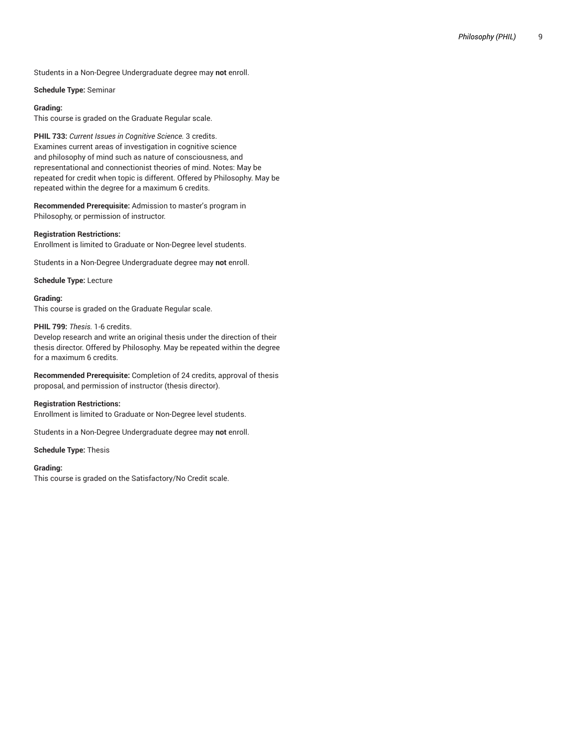Students in a Non-Degree Undergraduate degree may **not** enroll.

**Schedule Type:** Seminar

**Grading:**
This course is graded on the Graduate Regular scale.

**PHIL 733:** *Current Issues in Cognitive Science.* 3 credits.
Examines current areas of investigation in cognitive science and philosophy of mind such as nature of consciousness, and representational and connectionist theories of mind. Notes: May be repeated for credit when topic is different. Offered by Philosophy. May be repeated within the degree for a maximum 6 credits.

**Recommended Prerequisite:** Admission to master's program in Philosophy, or permission of instructor.

**Registration Restrictions:**
Enrollment is limited to Graduate or Non-Degree level students.

Students in a Non-Degree Undergraduate degree may **not** enroll.

**Schedule Type:** Lecture

**Grading:**
This course is graded on the Graduate Regular scale.

**PHIL 799:** *Thesis.* 1-6 credits.
Develop research and write an original thesis under the direction of their thesis director. Offered by Philosophy. May be repeated within the degree for a maximum 6 credits.

**Recommended Prerequisite:** Completion of 24 credits, approval of thesis proposal, and permission of instructor (thesis director).

**Registration Restrictions:**
Enrollment is limited to Graduate or Non-Degree level students.

Students in a Non-Degree Undergraduate degree may **not** enroll.

**Schedule Type:** Thesis

**Grading:**
This course is graded on the Satisfactory/No Credit scale.